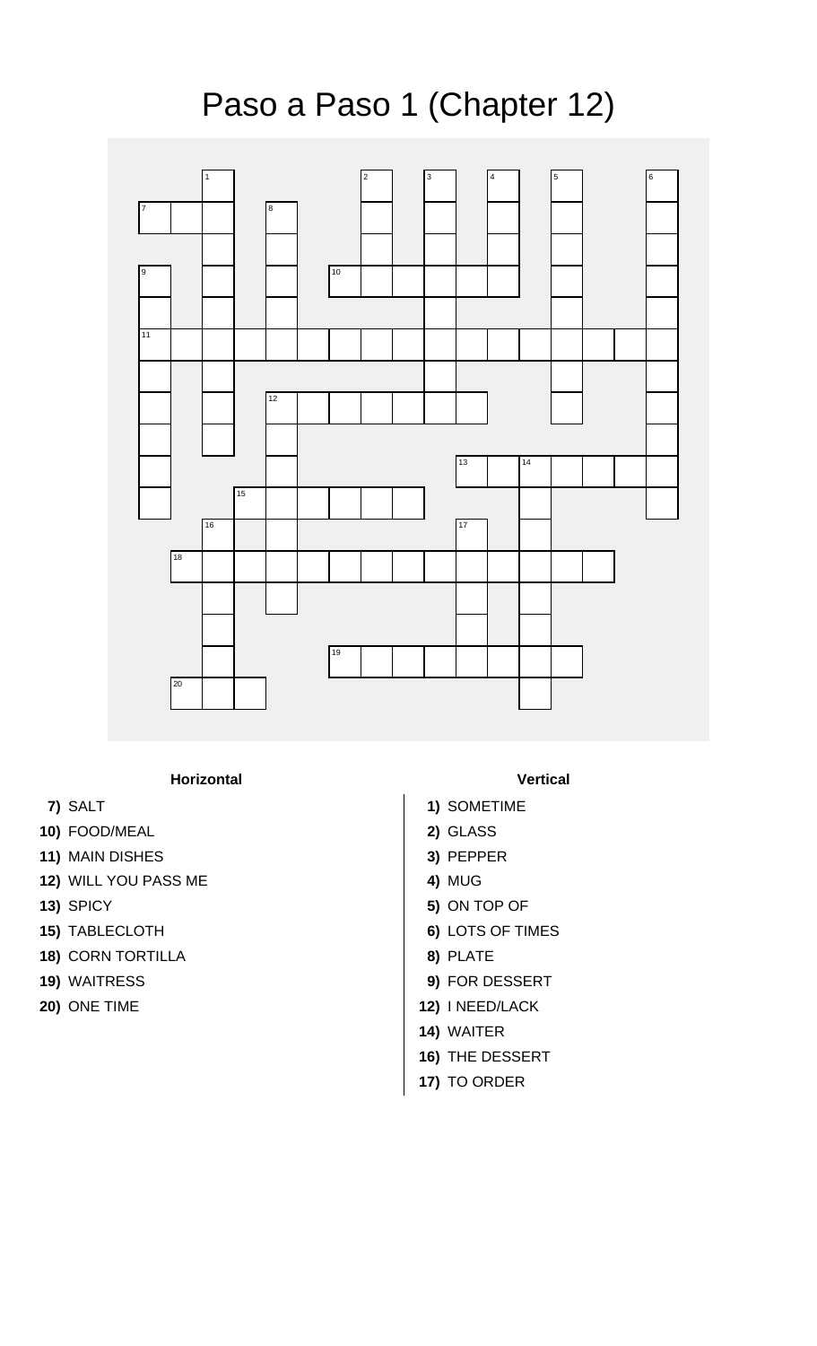# Paso a Paso 1 (Chapter 12)

**Horizontal**

7) SALT
10) FOOD/MEAL
11) MAIN DISHES
12) WILL YOU PASS ME
13) SPICY
15) TABLECLOTH
18) CORN TORTILLA
19) WAITRESS
20) ONE TIME

**Vertical**

1) SOMETIME
2) GLASS
3) PEPPER
4) MUG
5) ON TOP OF
6) LOTS OF TIMES
8) PLATE
9) FOR DESSERT
12) I NEED/LACK
14) WAITER
16) THE DESSERT
17) TO ORDER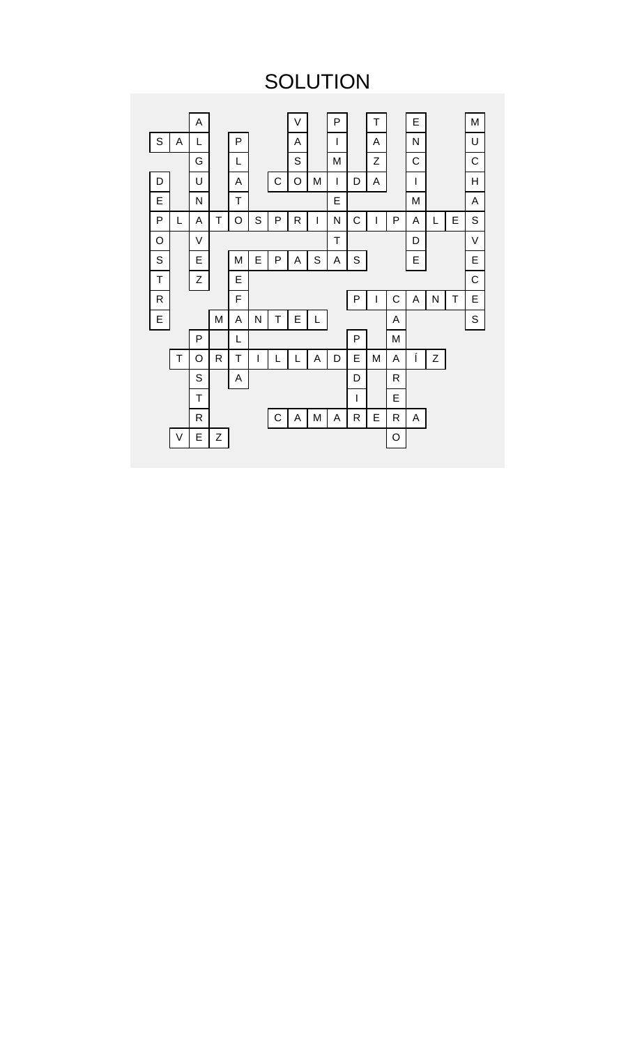# SOLUTION

| | | | | | | | | | | | | | | | | |
|---|---|---|---|---|---|---|---|---|---|---|---|---|---|---|---|---|
| | | A | | | | | V | | P | | T | | E | | | M |
| S | A | L | | P | | | A | | I | | A | | N | | | U |
| | | G | | L | | | S | | M | | Z | | C | | | C |
| D | | U | | A | | C | O | M | I | D | A | | I | | | H |
| E | | N | | T | | | | | E | | | | M | | | A |
| P | L | A | T | O | S | P | R | I | N | C | I | P | A | L | E | S |
| O | | V | | | | | | | T | | | | D | | | V |
| S | | E | | M | E | P | A | S | A | S | | | E | | | E |
| T | | Z | | E | | | | | | | | | | | | C |
| R | | | | F | | | | | | P | I | C | A | N | T | E |
| E | | | M | A | N | T | E | L | | | | A | | | | S |
| | | P | | L | | | | | | P | | M | | | | |
| | T | O | R | T | I | L | L | A | D | E | M | A | Í | Z | | |
| | | S | | A | | | | | | D | | R | | | | |
| | | T | | | | | | | | I | | E | | | | |
| | | R | | | | C | A | M | A | R | E | R | A | | | |
| | V | E | Z | | | | | | | | | O | | | | |